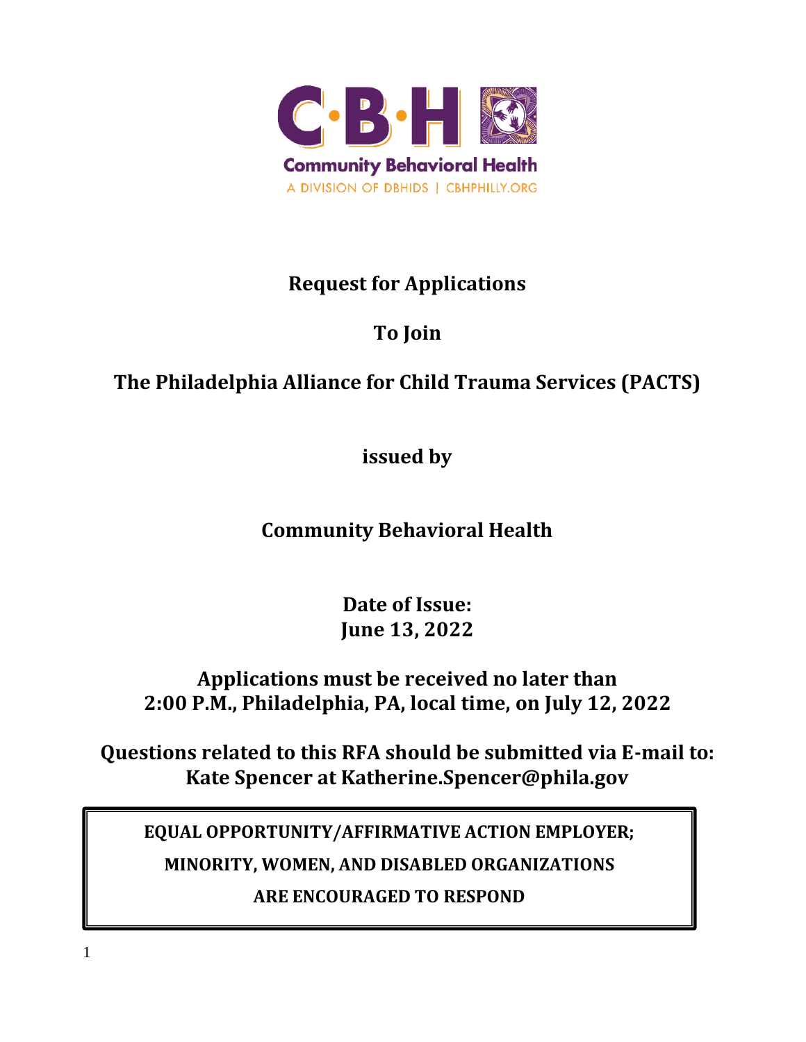Community Behavioral Health

A DIVISION OF DBHIDS | CBHPHILLY.ORG

# Request for Applications

# To Join

# The Philadelphia Alliance for Child Trauma Services (PACTS)

**issued by**

# Community Behavioral Health

**Date of Issue:**
**June 13, 2022**

**Applications must be received no later than 2:00 P.M., Philadelphia, PA, local time, on July 12, 2022**

**Questions related to this RFA should be submitted via E-mail to: Kate Spencer at Katherine.Spencer@phila.gov**

**EQUAL OPPORTUNITY/AFFIRMATIVE ACTION EMPLOYER;**

**MINORITY, WOMEN, AND DISABLED ORGANIZATIONS**

**ARE ENCOURAGED TO RESPOND**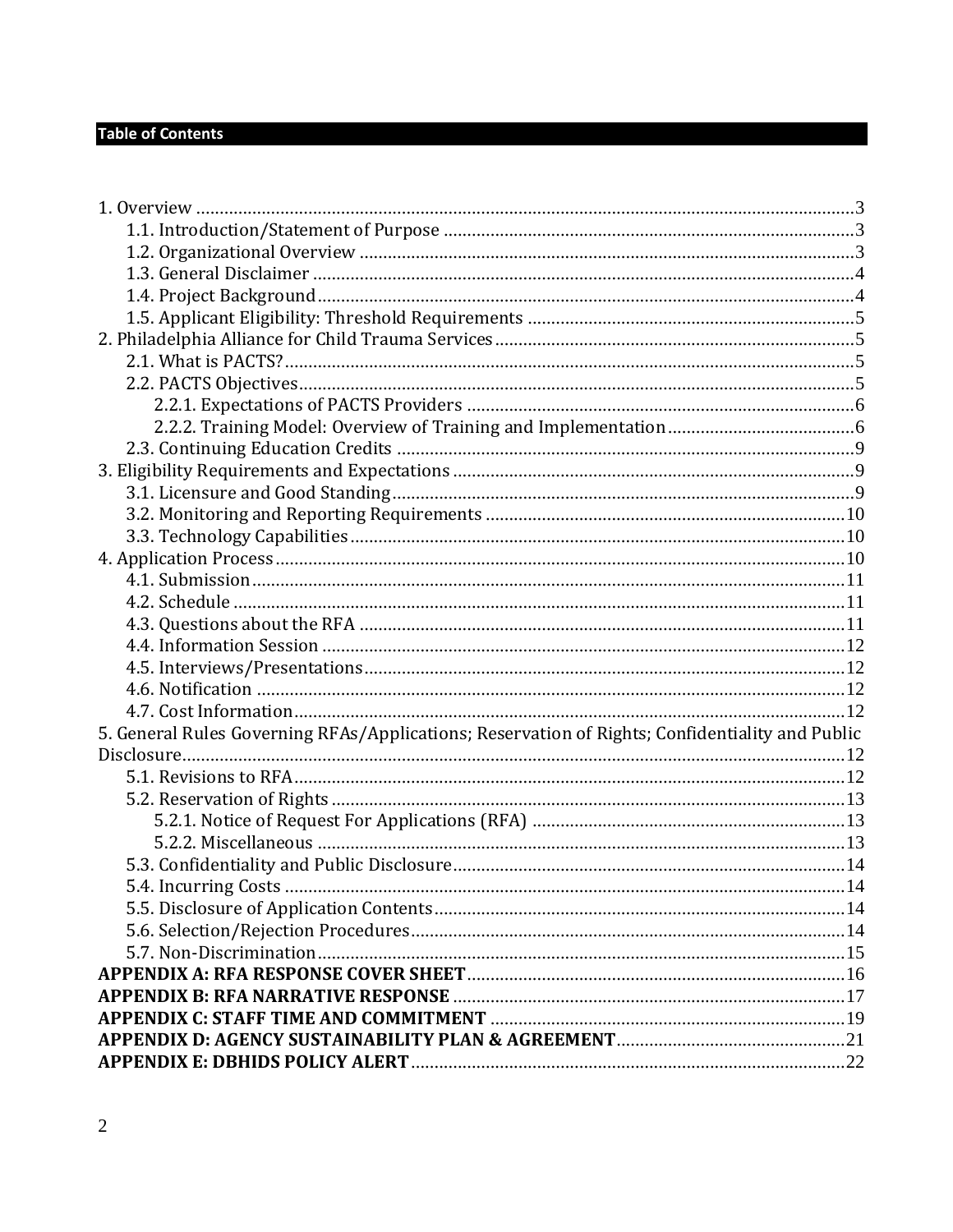## Table of Contents

1. Overview ....................................................................................................................3
    - 1.1. Introduction/Statement of Purpose ......................................................................3
    - 1.2. Organizational Overview ....................................................................................3
    - 1.3. General Disclaimer ..............................................................................................4
    - 1.4. Project Background...............................................................................................4
    - 1.5. Applicant Eligibility: Threshold Requirements ......................................................5
2. Philadelphia Alliance for Child Trauma Services............................................................5
    - 2.1. What is PACTS?.......................................................................................................5
    - 2.2. PACTS Objectives.....................................................................................................5
        - 2.2.1. Expectations of PACTS Providers ..................................................................6
        - 2.2.2. Training Model: Overview of Training and Implementation..........................6
    - 2.3. Continuing Education Credits ................................................................................9
3. Eligibility Requirements and Expectations....................................................................9
    - 3.1. Licensure and Good Standing..................................................................................9
    - 3.2. Monitoring and Reporting Requirements ............................................................10
    - 3.3. Technology Capabilities.........................................................................................10
4. Application Process........................................................................................................10
    - 4.1. Submission..............................................................................................................11
    - 4.2. Schedule ..................................................................................................................11
    - 4.3. Questions about the RFA .......................................................................................11
    - 4.4. Information Session ...............................................................................................12
    - 4.5. Interviews/Presentations........................................................................................12
    - 4.6. Notification .............................................................................................................12
    - 4.7. Cost Information.....................................................................................................12
5. General Rules Governing RFAs/Applications; Reservation of Rights; Confidentiality and Public Disclosure.............................................................................................................12
    - 5.1. Revisions to RFA......................................................................................................12
    - 5.2. Reservation of Rights ..............................................................................................13
        - 5.2.1. Notice of Request For Applications (RFA) ..................................................13
        - 5.2.2. Miscellaneous ..................................................................................................13
    - 5.3. Confidentiality and Public Disclosure...................................................................14
    - 5.4. Incurring Costs ........................................................................................................14
    - 5.5. Disclosure of Application Contents........................................................................14
    - 5.6. Selection/Rejection Procedures..............................................................................14
    - 5.7. Non-Discrimination.................................................................................................15

**APPENDIX A: RFA RESPONSE COVER SHEET**.................................................................16

**APPENDIX B: RFA NARRATIVE RESPONSE** ....................................................................17

**APPENDIX C: STAFF TIME AND COMMITMENT** ..............................................................19

**APPENDIX D: AGENCY SUSTAINABILITY PLAN & AGREEMENT**...................................21

**APPENDIX E: DBHIDS POLICY ALERT**.............................................................................22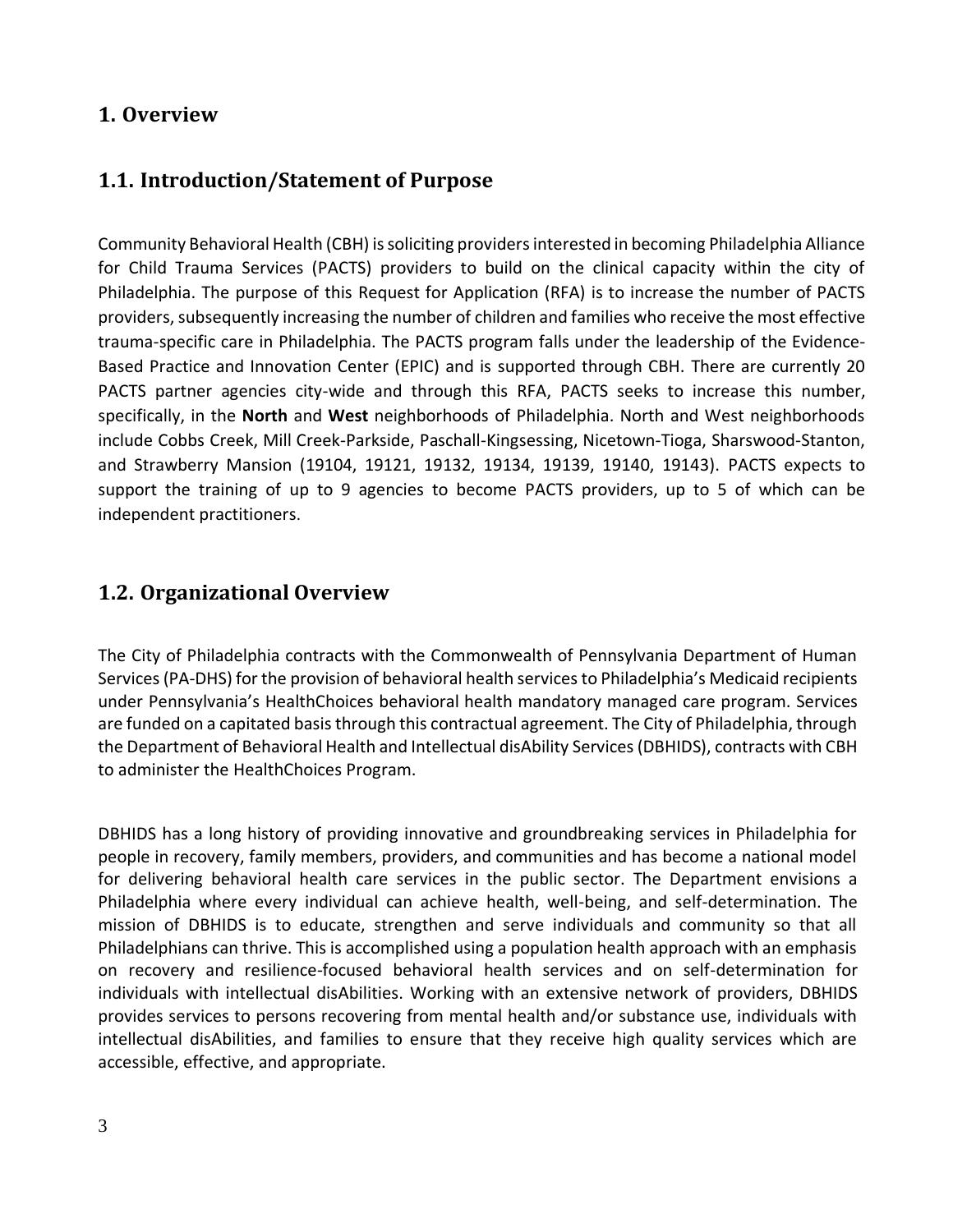## 1. Overview

## 1.1. Introduction/Statement of Purpose

Community Behavioral Health (CBH) is soliciting providers interested in becoming Philadelphia Alliance for Child Trauma Services (PACTS) providers to build on the clinical capacity within the city of Philadelphia. The purpose of this Request for Application (RFA) is to increase the number of PACTS providers, subsequently increasing the number of children and families who receive the most effective trauma-specific care in Philadelphia. The PACTS program falls under the leadership of the Evidence-Based Practice and Innovation Center (EPIC) and is supported through CBH. There are currently 20 PACTS partner agencies city-wide and through this RFA, PACTS seeks to increase this number, specifically, in the **North** and **West** neighborhoods of Philadelphia. North and West neighborhoods include Cobbs Creek, Mill Creek-Parkside, Paschall-Kingsessing, Nicetown-Tioga, Sharswood-Stanton, and Strawberry Mansion (19104, 19121, 19132, 19134, 19139, 19140, 19143). PACTS expects to support the training of up to 9 agencies to become PACTS providers, up to 5 of which can be independent practitioners.

## 1.2. Organizational Overview

The City of Philadelphia contracts with the Commonwealth of Pennsylvania Department of Human Services (PA-DHS) for the provision of behavioral health services to Philadelphia's Medicaid recipients under Pennsylvania's HealthChoices behavioral health mandatory managed care program. Services are funded on a capitated basis through this contractual agreement. The City of Philadelphia, through the Department of Behavioral Health and Intellectual disAbility Services (DBHIDS), contracts with CBH to administer the HealthChoices Program.

DBHIDS has a long history of providing innovative and groundbreaking services in Philadelphia for people in recovery, family members, providers, and communities and has become a national model for delivering behavioral health care services in the public sector. The Department envisions a Philadelphia where every individual can achieve health, well-being, and self-determination. The mission of DBHIDS is to educate, strengthen and serve individuals and community so that all Philadelphians can thrive. This is accomplished using a population health approach with an emphasis on recovery and resilience-focused behavioral health services and on self-determination for individuals with intellectual disAbilities. Working with an extensive network of providers, DBHIDS provides services to persons recovering from mental health and/or substance use, individuals with intellectual disAbilities, and families to ensure that they receive high quality services which are accessible, effective, and appropriate.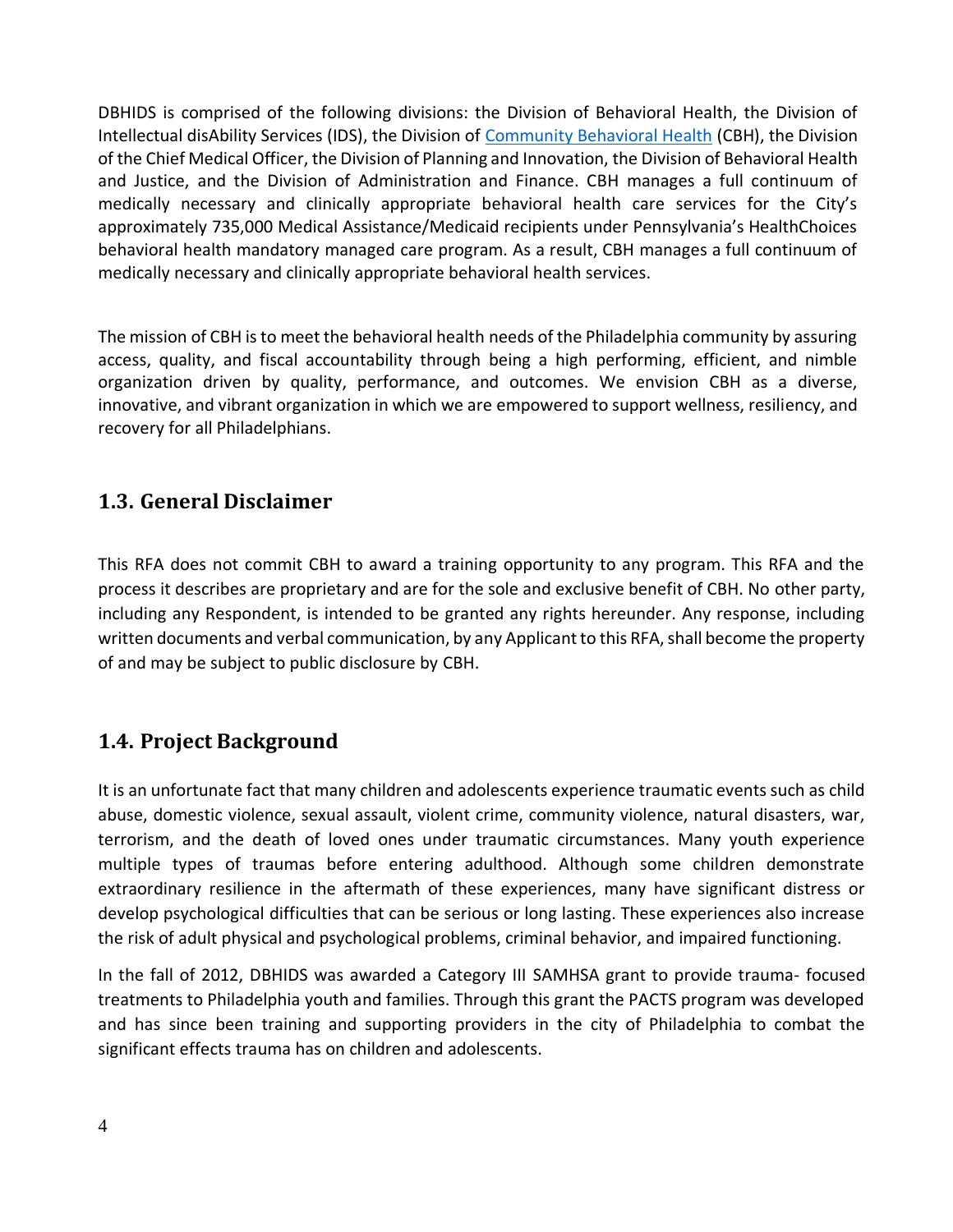DBHIDS is comprised of the following divisions: the Division of Behavioral Health, the Division of Intellectual disAbility Services (IDS), the Division of Community Behavioral Health (CBH), the Division of the Chief Medical Officer, the Division of Planning and Innovation, the Division of Behavioral Health and Justice, and the Division of Administration and Finance. CBH manages a full continuum of medically necessary and clinically appropriate behavioral health care services for the City's approximately 735,000 Medical Assistance/Medicaid recipients under Pennsylvania's HealthChoices behavioral health mandatory managed care program. As a result, CBH manages a full continuum of medically necessary and clinically appropriate behavioral health services.

The mission of CBH is to meet the behavioral health needs of the Philadelphia community by assuring access, quality, and fiscal accountability through being a high performing, efficient, and nimble organization driven by quality, performance, and outcomes. We envision CBH as a diverse, innovative, and vibrant organization in which we are empowered to support wellness, resiliency, and recovery for all Philadelphians.

## 1.3. General Disclaimer

This RFA does not commit CBH to award a training opportunity to any program. This RFA and the process it describes are proprietary and are for the sole and exclusive benefit of CBH. No other party, including any Respondent, is intended to be granted any rights hereunder. Any response, including written documents and verbal communication, by any Applicant to this RFA, shall become the property of and may be subject to public disclosure by CBH.

## 1.4. Project Background

It is an unfortunate fact that many children and adolescents experience traumatic events such as child abuse, domestic violence, sexual assault, violent crime, community violence, natural disasters, war, terrorism, and the death of loved ones under traumatic circumstances. Many youth experience multiple types of traumas before entering adulthood. Although some children demonstrate extraordinary resilience in the aftermath of these experiences, many have significant distress or develop psychological difficulties that can be serious or long lasting. These experiences also increase the risk of adult physical and psychological problems, criminal behavior, and impaired functioning.

In the fall of 2012, DBHIDS was awarded a Category III SAMHSA grant to provide trauma- focused treatments to Philadelphia youth and families. Through this grant the PACTS program was developed and has since been training and supporting providers in the city of Philadelphia to combat the significant effects trauma has on children and adolescents.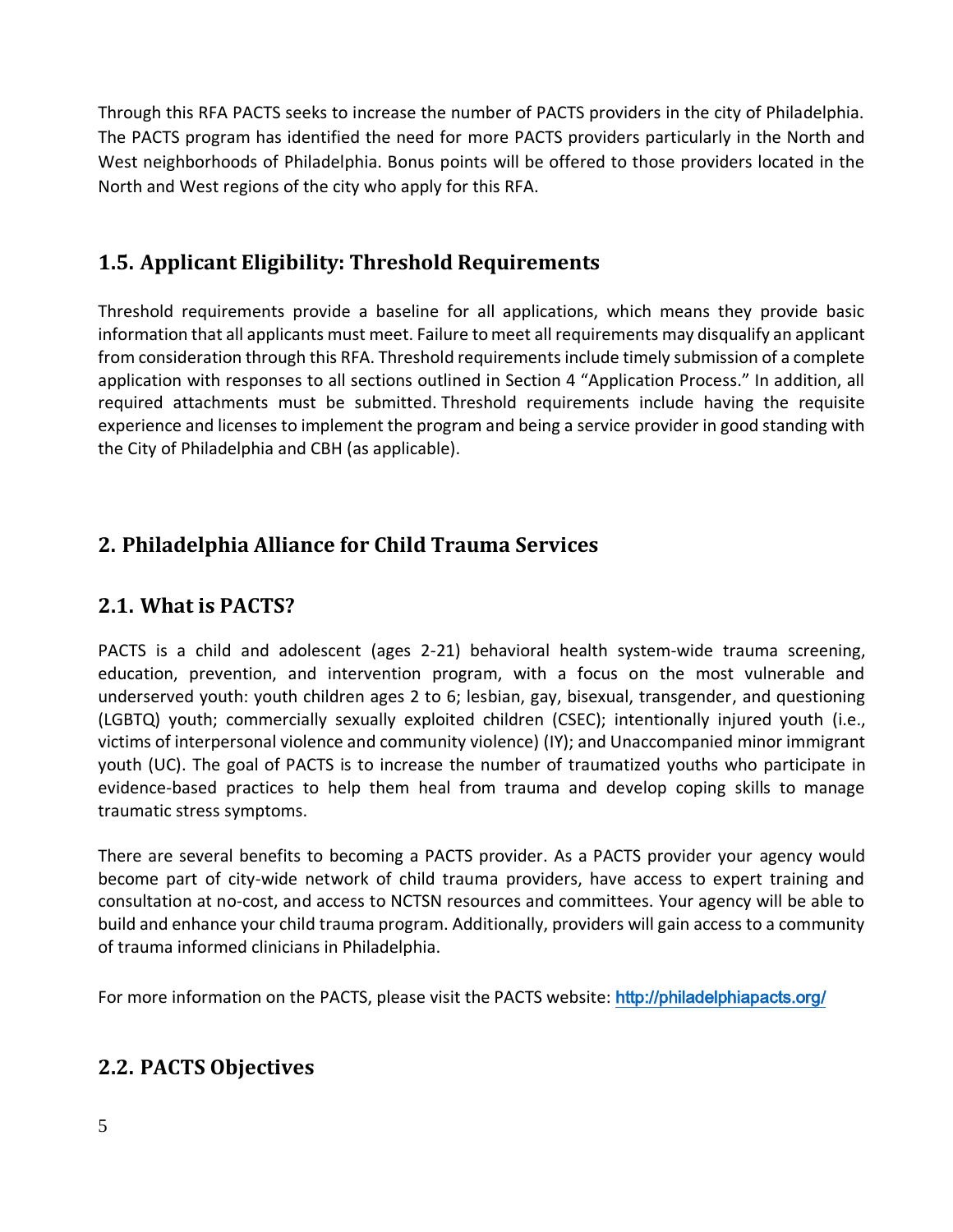Through this RFA PACTS seeks to increase the number of PACTS providers in the city of Philadelphia. The PACTS program has identified the need for more PACTS providers particularly in the North and West neighborhoods of Philadelphia. Bonus points will be offered to those providers located in the North and West regions of the city who apply for this RFA.

## 1.5. Applicant Eligibility: Threshold Requirements

Threshold requirements provide a baseline for all applications, which means they provide basic information that all applicants must meet. Failure to meet all requirements may disqualify an applicant from consideration through this RFA. Threshold requirements include timely submission of a complete application with responses to all sections outlined in Section 4 "Application Process." In addition, all required attachments must be submitted. Threshold requirements include having the requisite experience and licenses to implement the program and being a service provider in good standing with the City of Philadelphia and CBH (as applicable).

# 2. Philadelphia Alliance for Child Trauma Services

## 2.1. What is PACTS?

PACTS is a child and adolescent (ages 2-21) behavioral health system-wide trauma screening, education, prevention, and intervention program, with a focus on the most vulnerable and underserved youth: youth children ages 2 to 6; lesbian, gay, bisexual, transgender, and questioning (LGBTQ) youth; commercially sexually exploited children (CSEC); intentionally injured youth (i.e., victims of interpersonal violence and community violence) (IY); and Unaccompanied minor immigrant youth (UC). The goal of PACTS is to increase the number of traumatized youths who participate in evidence-based practices to help them heal from trauma and develop coping skills to manage traumatic stress symptoms.

There are several benefits to becoming a PACTS provider. As a PACTS provider your agency would become part of city-wide network of child trauma providers, have access to expert training and consultation at no-cost, and access to NCTSN resources and committees. Your agency will be able to build and enhance your child trauma program. Additionally, providers will gain access to a community of trauma informed clinicians in Philadelphia.

For more information on the PACTS, please visit the PACTS website: http://philadelphiapacts.org/

## 2.2. PACTS Objectives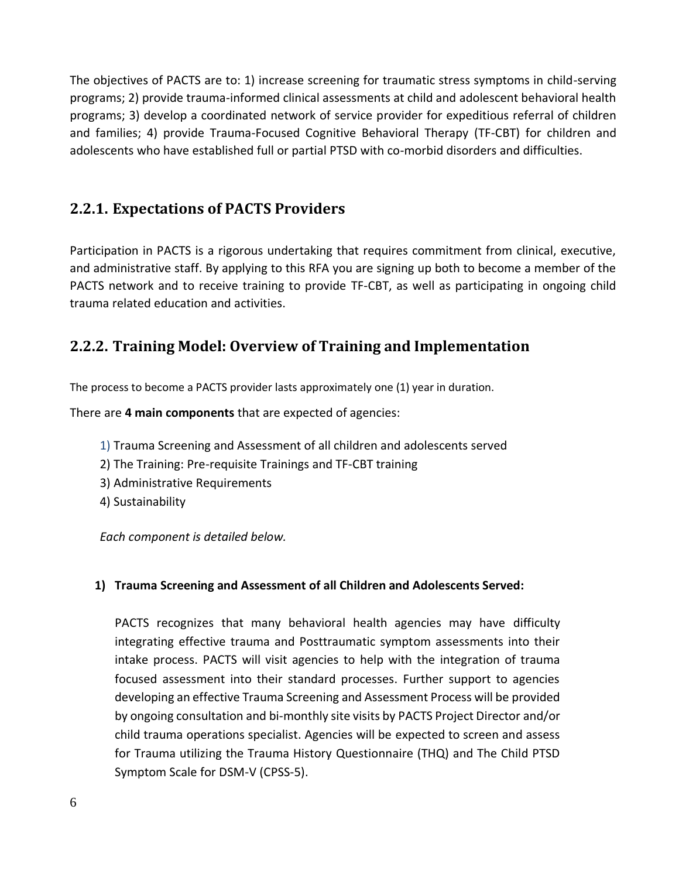The objectives of PACTS are to: 1) increase screening for traumatic stress symptoms in child-serving programs; 2) provide trauma-informed clinical assessments at child and adolescent behavioral health programs; 3) develop a coordinated network of service provider for expeditious referral of children and families; 4) provide Trauma-Focused Cognitive Behavioral Therapy (TF-CBT) for children and adolescents who have established full or partial PTSD with co-morbid disorders and difficulties.

### 2.2.1. Expectations of PACTS Providers

Participation in PACTS is a rigorous undertaking that requires commitment from clinical, executive, and administrative staff. By applying to this RFA you are signing up both to become a member of the PACTS network and to receive training to provide TF-CBT, as well as participating in ongoing child trauma related education and activities.

### 2.2.2. Training Model: Overview of Training and Implementation

The process to become a PACTS provider lasts approximately one (1) year in duration.

There are **4 main components** that are expected of agencies:

1) Trauma Screening and Assessment of all children and adolescents served
2) The Training: Pre-requisite Trainings and TF-CBT training
3) Administrative Requirements
4) Sustainability

*Each component is detailed below.*

**1) Trauma Screening and Assessment of all Children and Adolescents Served:**

PACTS recognizes that many behavioral health agencies may have difficulty integrating effective trauma and Posttraumatic symptom assessments into their intake process. PACTS will visit agencies to help with the integration of trauma focused assessment into their standard processes. Further support to agencies developing an effective Trauma Screening and Assessment Process will be provided by ongoing consultation and bi-monthly site visits by PACTS Project Director and/or child trauma operations specialist. Agencies will be expected to screen and assess for Trauma utilizing the Trauma History Questionnaire (THQ) and The Child PTSD Symptom Scale for DSM-V (CPSS-5).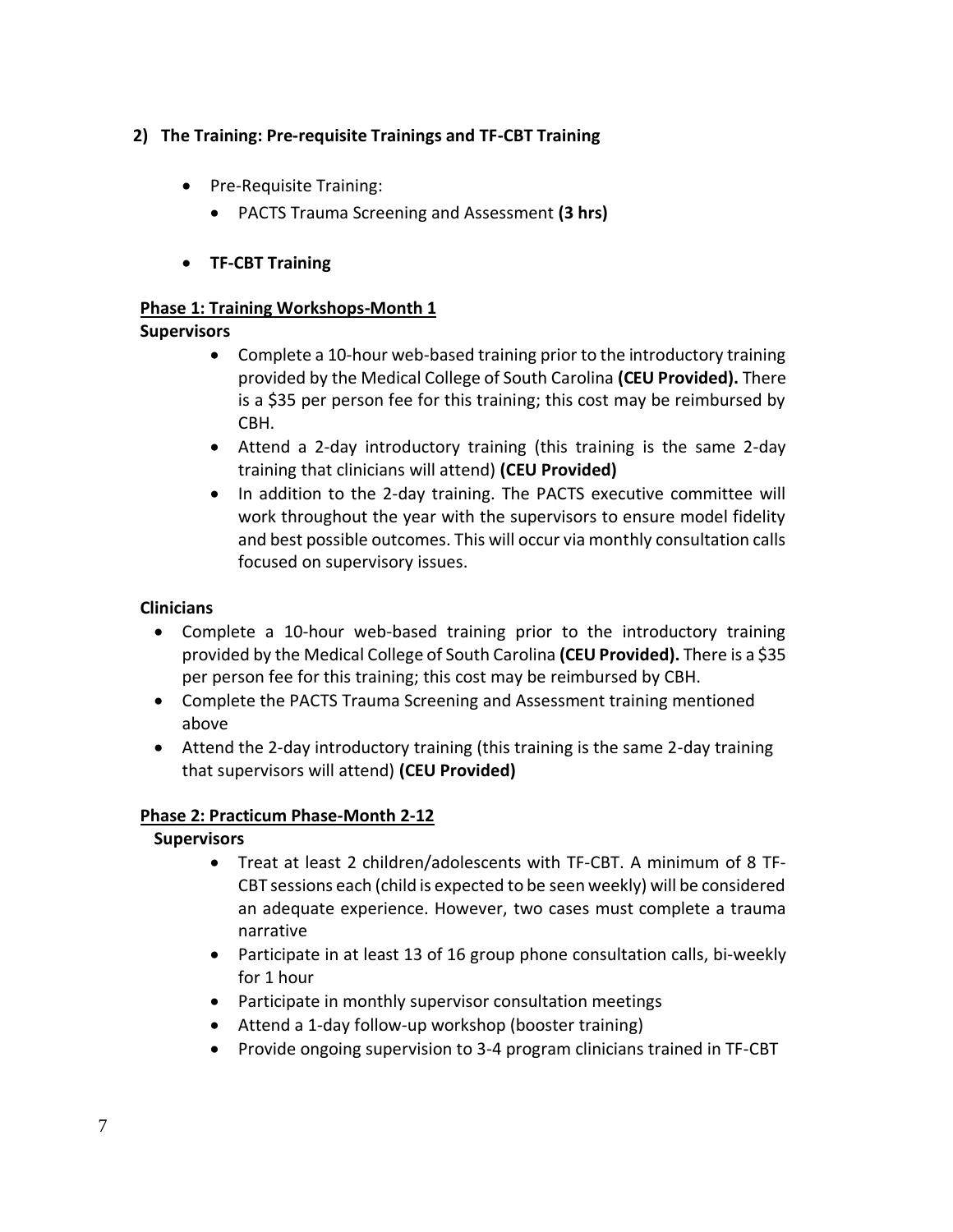## 2) The Training: Pre-requisite Trainings and TF-CBT Training

- Pre-Requisite Training:
  - PACTS Trauma Screening and Assessment **(3 hrs)**

- **TF-CBT Training**

### Phase 1: Training Workshops-Month 1

**Supervisors**

- Complete a 10-hour web-based training prior to the introductory training provided by the Medical College of South Carolina **(CEU Provided).** There is a $35 per person fee for this training; this cost may be reimbursed by CBH.
- Attend a 2-day introductory training (this training is the same 2-day training that clinicians will attend) **(CEU Provided)**
- In addition to the 2-day training. The PACTS executive committee will work throughout the year with the supervisors to ensure model fidelity and best possible outcomes. This will occur via monthly consultation calls focused on supervisory issues.

**Clinicians**

- Complete a 10-hour web-based training prior to the introductory training provided by the Medical College of South Carolina **(CEU Provided).** There is a $35 per person fee for this training; this cost may be reimbursed by CBH.
- Complete the PACTS Trauma Screening and Assessment training mentioned above
- Attend the 2-day introductory training (this training is the same 2-day training that supervisors will attend) **(CEU Provided)**

### Phase 2: Practicum Phase-Month 2-12

**Supervisors**

- Treat at least 2 children/adolescents with TF-CBT. A minimum of 8 TF-CBT sessions each (child is expected to be seen weekly) will be considered an adequate experience. However, two cases must complete a trauma narrative
- Participate in at least 13 of 16 group phone consultation calls, bi-weekly for 1 hour
- Participate in monthly supervisor consultation meetings
- Attend a 1-day follow-up workshop (booster training)
- Provide ongoing supervision to 3-4 program clinicians trained in TF-CBT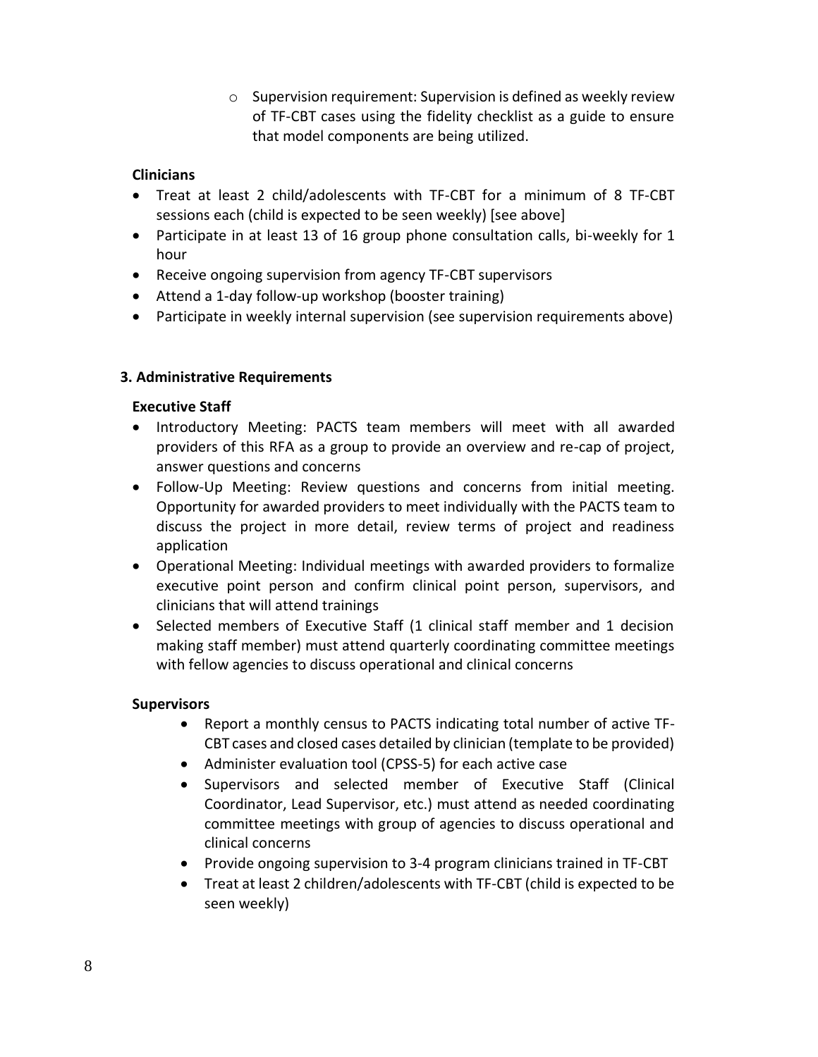- Supervision requirement: Supervision is defined as weekly review of TF-CBT cases using the fidelity checklist as a guide to ensure that model components are being utilized.

**Clinicians**

- Treat at least 2 child/adolescents with TF-CBT for a minimum of 8 TF-CBT sessions each (child is expected to be seen weekly) [see above]
- Participate in at least 13 of 16 group phone consultation calls, bi-weekly for 1 hour
- Receive ongoing supervision from agency TF-CBT supervisors
- Attend a 1-day follow-up workshop (booster training)
- Participate in weekly internal supervision (see supervision requirements above)

### 3. Administrative Requirements

**Executive Staff**

- Introductory Meeting: PACTS team members will meet with all awarded providers of this RFA as a group to provide an overview and re-cap of project, answer questions and concerns
- Follow-Up Meeting: Review questions and concerns from initial meeting. Opportunity for awarded providers to meet individually with the PACTS team to discuss the project in more detail, review terms of project and readiness application
- Operational Meeting: Individual meetings with awarded providers to formalize executive point person and confirm clinical point person, supervisors, and clinicians that will attend trainings
- Selected members of Executive Staff (1 clinical staff member and 1 decision making staff member) must attend quarterly coordinating committee meetings with fellow agencies to discuss operational and clinical concerns

**Supervisors**

- Report a monthly census to PACTS indicating total number of active TF-CBT cases and closed cases detailed by clinician (template to be provided)
- Administer evaluation tool (CPSS-5) for each active case
- Supervisors and selected member of Executive Staff (Clinical Coordinator, Lead Supervisor, etc.) must attend as needed coordinating committee meetings with group of agencies to discuss operational and clinical concerns
- Provide ongoing supervision to 3-4 program clinicians trained in TF-CBT
- Treat at least 2 children/adolescents with TF-CBT (child is expected to be seen weekly)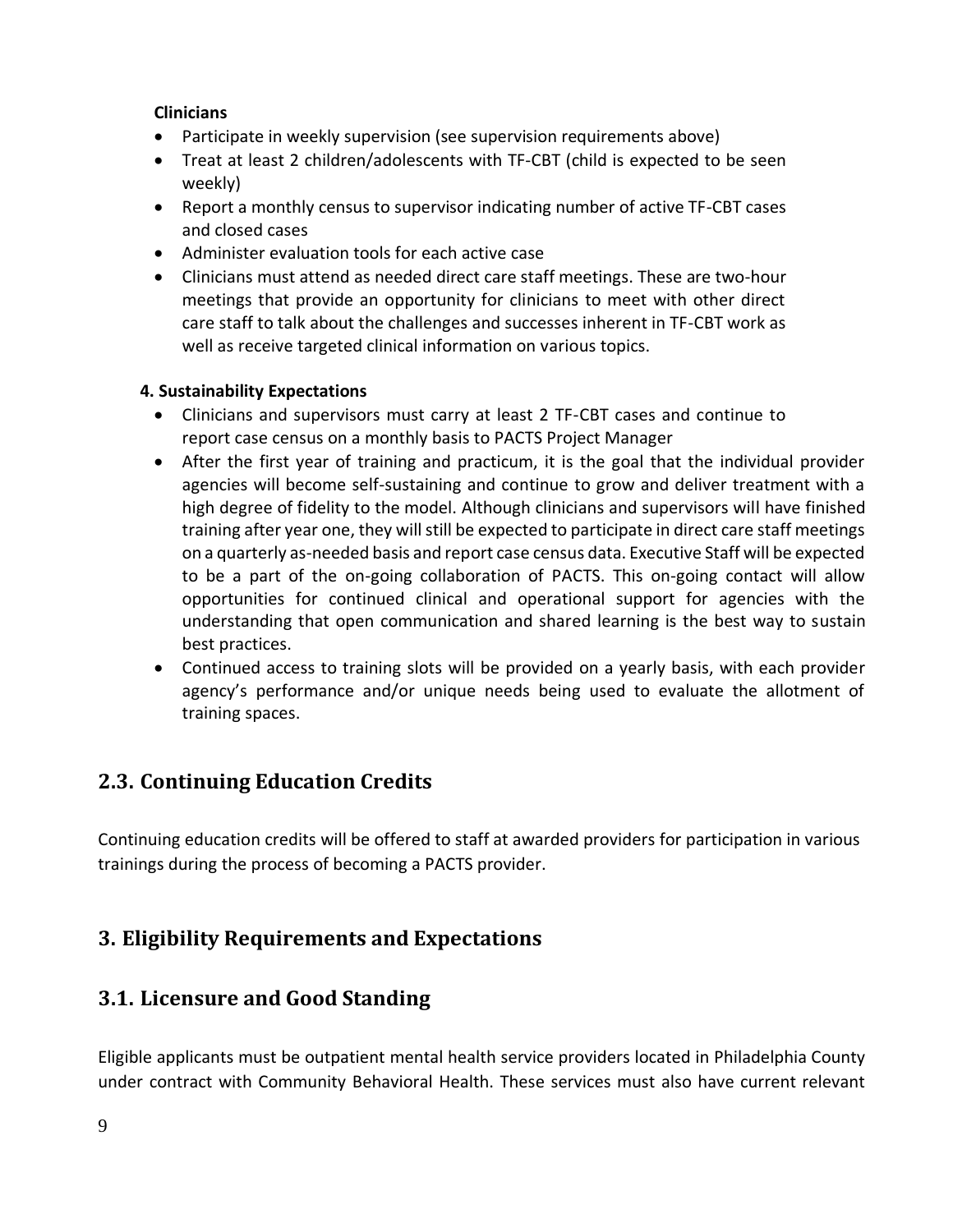**Clinicians**

- Participate in weekly supervision (see supervision requirements above)
- Treat at least 2 children/adolescents with TF-CBT (child is expected to be seen weekly)
- Report a monthly census to supervisor indicating number of active TF-CBT cases and closed cases
- Administer evaluation tools for each active case
- Clinicians must attend as needed direct care staff meetings. These are two-hour meetings that provide an opportunity for clinicians to meet with other direct care staff to talk about the challenges and successes inherent in TF-CBT work as well as receive targeted clinical information on various topics.

**4. Sustainability Expectations**

- Clinicians and supervisors must carry at least 2 TF-CBT cases and continue to report case census on a monthly basis to PACTS Project Manager
- After the first year of training and practicum, it is the goal that the individual provider agencies will become self-sustaining and continue to grow and deliver treatment with a high degree of fidelity to the model. Although clinicians and supervisors will have finished training after year one, they will still be expected to participate in direct care staff meetings on a quarterly as-needed basis and report case census data. Executive Staff will be expected to be a part of the on-going collaboration of PACTS. This on-going contact will allow opportunities for continued clinical and operational support for agencies with the understanding that open communication and shared learning is the best way to sustain best practices.
- Continued access to training slots will be provided on a yearly basis, with each provider agency's performance and/or unique needs being used to evaluate the allotment of training spaces.

## 2.3. Continuing Education Credits

Continuing education credits will be offered to staff at awarded providers for participation in various trainings during the process of becoming a PACTS provider.

# 3. Eligibility Requirements and Expectations

## 3.1. Licensure and Good Standing

Eligible applicants must be outpatient mental health service providers located in Philadelphia County under contract with Community Behavioral Health. These services must also have current relevant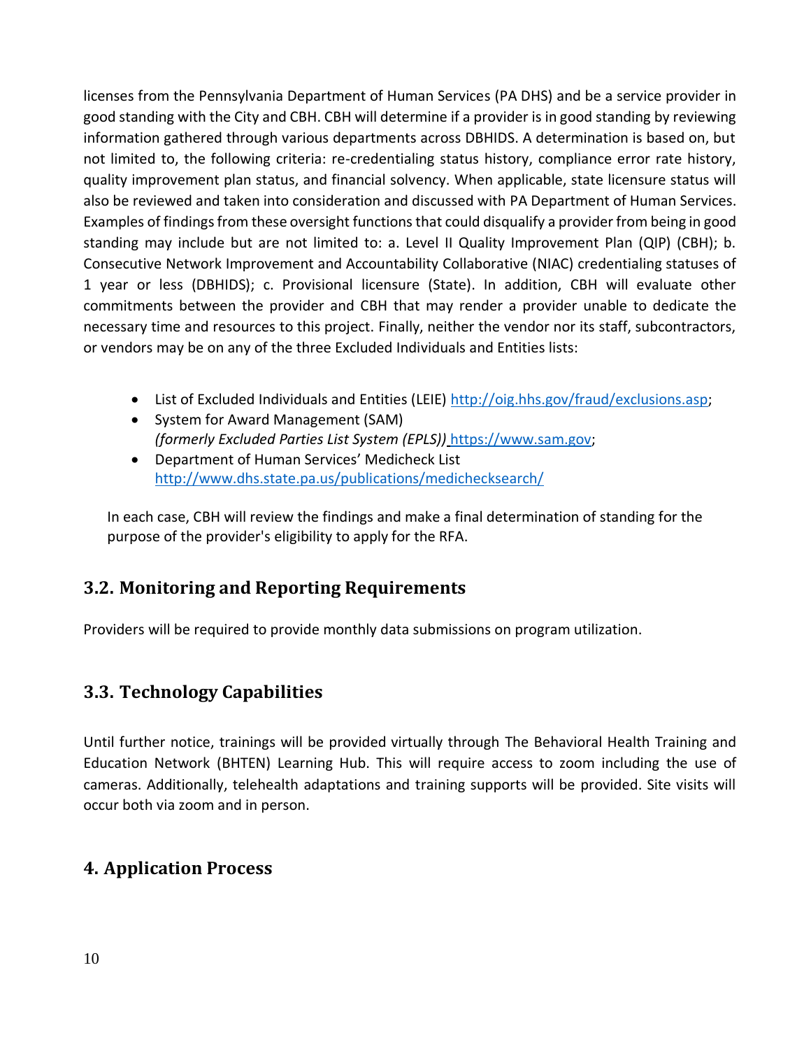licenses from the Pennsylvania Department of Human Services (PA DHS) and be a service provider in good standing with the City and CBH. CBH will determine if a provider is in good standing by reviewing information gathered through various departments across DBHIDS. A determination is based on, but not limited to, the following criteria: re-credentialing status history, compliance error rate history, quality improvement plan status, and financial solvency. When applicable, state licensure status will also be reviewed and taken into consideration and discussed with PA Department of Human Services. Examples of findings from these oversight functions that could disqualify a provider from being in good standing may include but are not limited to: a. Level II Quality Improvement Plan (QIP) (CBH); b. Consecutive Network Improvement and Accountability Collaborative (NIAC) credentialing statuses of 1 year or less (DBHIDS); c. Provisional licensure (State). In addition, CBH will evaluate other commitments between the provider and CBH that may render a provider unable to dedicate the necessary time and resources to this project. Finally, neither the vendor nor its staff, subcontractors, or vendors may be on any of the three Excluded Individuals and Entities lists:

- List of Excluded Individuals and Entities (LEIE) http://oig.hhs.gov/fraud/exclusions.asp;
- System for Award Management (SAM)
  *(formerly Excluded Parties List System (EPLS))* https://www.sam.gov;
- Department of Human Services' Medicheck List
  http://www.dhs.state.pa.us/publications/medichecksearch/

In each case, CBH will review the findings and make a final determination of standing for the purpose of the provider's eligibility to apply for the RFA.

## 3.2. Monitoring and Reporting Requirements

Providers will be required to provide monthly data submissions on program utilization.

## 3.3. Technology Capabilities

Until further notice, trainings will be provided virtually through The Behavioral Health Training and Education Network (BHTEN) Learning Hub. This will require access to zoom including the use of cameras. Additionally, telehealth adaptations and training supports will be provided. Site visits will occur both via zoom and in person.

# 4. Application Process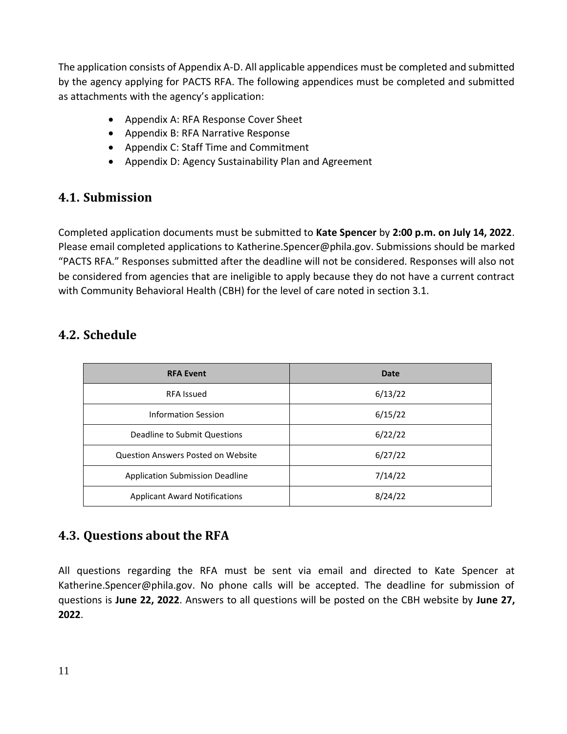The application consists of Appendix A-D. All applicable appendices must be completed and submitted by the agency applying for PACTS RFA. The following appendices must be completed and submitted as attachments with the agency's application:

- Appendix A: RFA Response Cover Sheet
- Appendix B: RFA Narrative Response
- Appendix C: Staff Time and Commitment
- Appendix D: Agency Sustainability Plan and Agreement

## 4.1. Submission

Completed application documents must be submitted to **Kate Spencer** by **2:00 p.m. on July 14, 2022**. Please email completed applications to Katherine.Spencer@phila.gov. Submissions should be marked "PACTS RFA." Responses submitted after the deadline will not be considered. Responses will also not be considered from agencies that are ineligible to apply because they do not have a current contract with Community Behavioral Health (CBH) for the level of care noted in section 3.1.

## 4.2. Schedule

| RFA Event | Date |
|---|---|
| RFA Issued | 6/13/22 |
| Information Session | 6/15/22 |
| Deadline to Submit Questions | 6/22/22 |
| Question Answers Posted on Website | 6/27/22 |
| Application Submission Deadline | 7/14/22 |
| Applicant Award Notifications | 8/24/22 |

## 4.3. Questions about the RFA

All questions regarding the RFA must be sent via email and directed to Kate Spencer at Katherine.Spencer@phila.gov. No phone calls will be accepted. The deadline for submission of questions is **June 22, 2022**. Answers to all questions will be posted on the CBH website by **June 27, 2022**.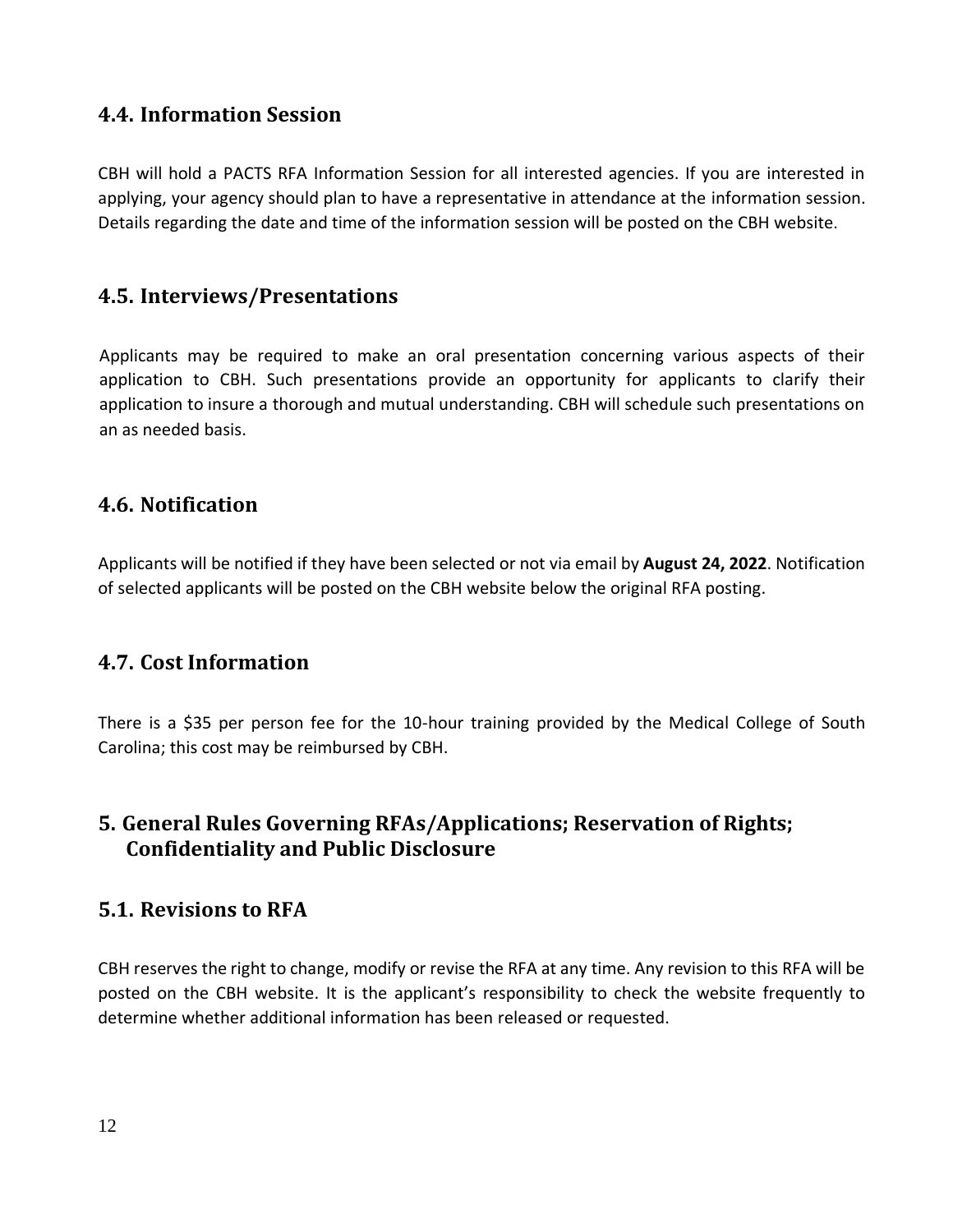## 4.4. Information Session

CBH will hold a PACTS RFA Information Session for all interested agencies. If you are interested in applying, your agency should plan to have a representative in attendance at the information session. Details regarding the date and time of the information session will be posted on the CBH website.

## 4.5. Interviews/Presentations

Applicants may be required to make an oral presentation concerning various aspects of their application to CBH. Such presentations provide an opportunity for applicants to clarify their application to insure a thorough and mutual understanding. CBH will schedule such presentations on an as needed basis.

## 4.6. Notification

Applicants will be notified if they have been selected or not via email by **August 24, 2022**. Notification of selected applicants will be posted on the CBH website below the original RFA posting.

## 4.7. Cost Information

There is a $35 per person fee for the 10-hour training provided by the Medical College of South Carolina; this cost may be reimbursed by CBH.

# 5. General Rules Governing RFAs/Applications; Reservation of Rights; Confidentiality and Public Disclosure

## 5.1. Revisions to RFA

CBH reserves the right to change, modify or revise the RFA at any time. Any revision to this RFA will be posted on the CBH website. It is the applicant's responsibility to check the website frequently to determine whether additional information has been released or requested.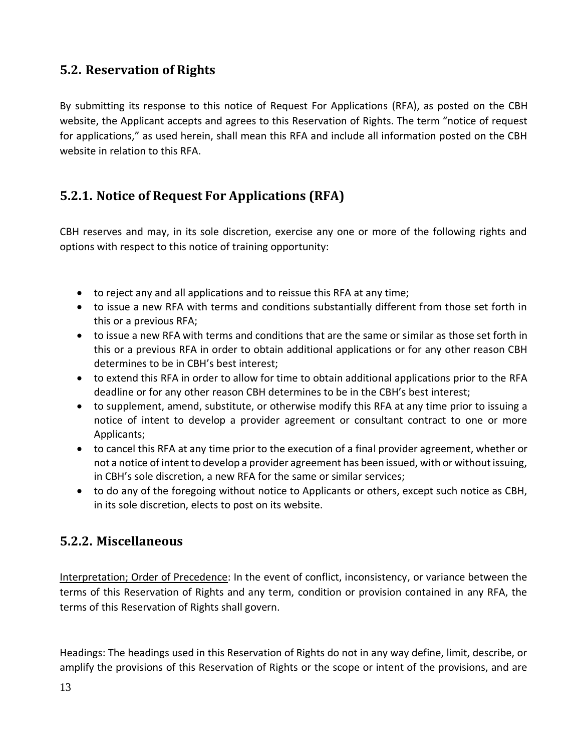## 5.2. Reservation of Rights

By submitting its response to this notice of Request For Applications (RFA), as posted on the CBH website, the Applicant accepts and agrees to this Reservation of Rights. The term "notice of request for applications," as used herein, shall mean this RFA and include all information posted on the CBH website in relation to this RFA.

## 5.2.1. Notice of Request For Applications (RFA)

CBH reserves and may, in its sole discretion, exercise any one or more of the following rights and options with respect to this notice of training opportunity:

- to reject any and all applications and to reissue this RFA at any time;
- to issue a new RFA with terms and conditions substantially different from those set forth in this or a previous RFA;
- to issue a new RFA with terms and conditions that are the same or similar as those set forth in this or a previous RFA in order to obtain additional applications or for any other reason CBH determines to be in CBH's best interest;
- to extend this RFA in order to allow for time to obtain additional applications prior to the RFA deadline or for any other reason CBH determines to be in the CBH's best interest;
- to supplement, amend, substitute, or otherwise modify this RFA at any time prior to issuing a notice of intent to develop a provider agreement or consultant contract to one or more Applicants;
- to cancel this RFA at any time prior to the execution of a final provider agreement, whether or not a notice of intent to develop a provider agreement has been issued, with or without issuing, in CBH's sole discretion, a new RFA for the same or similar services;
- to do any of the foregoing without notice to Applicants or others, except such notice as CBH, in its sole discretion, elects to post on its website.

## 5.2.2. Miscellaneous

Interpretation; Order of Precedence: In the event of conflict, inconsistency, or variance between the terms of this Reservation of Rights and any term, condition or provision contained in any RFA, the terms of this Reservation of Rights shall govern.

Headings: The headings used in this Reservation of Rights do not in any way define, limit, describe, or amplify the provisions of this Reservation of Rights or the scope or intent of the provisions, and are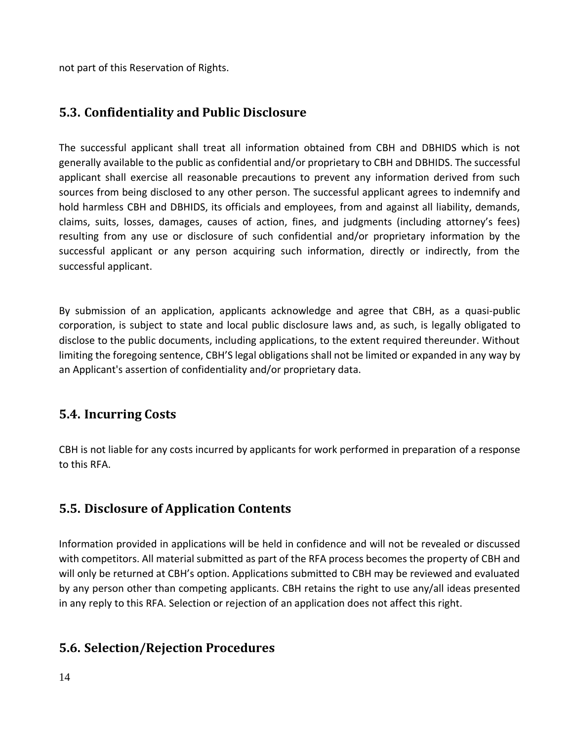not part of this Reservation of Rights.

## 5.3. Confidentiality and Public Disclosure

The successful applicant shall treat all information obtained from CBH and DBHIDS which is not generally available to the public as confidential and/or proprietary to CBH and DBHIDS. The successful applicant shall exercise all reasonable precautions to prevent any information derived from such sources from being disclosed to any other person. The successful applicant agrees to indemnify and hold harmless CBH and DBHIDS, its officials and employees, from and against all liability, demands, claims, suits, losses, damages, causes of action, fines, and judgments (including attorney's fees) resulting from any use or disclosure of such confidential and/or proprietary information by the successful applicant or any person acquiring such information, directly or indirectly, from the successful applicant.

By submission of an application, applicants acknowledge and agree that CBH, as a quasi-public corporation, is subject to state and local public disclosure laws and, as such, is legally obligated to disclose to the public documents, including applications, to the extent required thereunder. Without limiting the foregoing sentence, CBH'S legal obligations shall not be limited or expanded in any way by an Applicant's assertion of confidentiality and/or proprietary data.

## 5.4. Incurring Costs

CBH is not liable for any costs incurred by applicants for work performed in preparation of a response to this RFA.

## 5.5. Disclosure of Application Contents

Information provided in applications will be held in confidence and will not be revealed or discussed with competitors. All material submitted as part of the RFA process becomes the property of CBH and will only be returned at CBH's option. Applications submitted to CBH may be reviewed and evaluated by any person other than competing applicants. CBH retains the right to use any/all ideas presented in any reply to this RFA. Selection or rejection of an application does not affect this right.

## 5.6. Selection/Rejection Procedures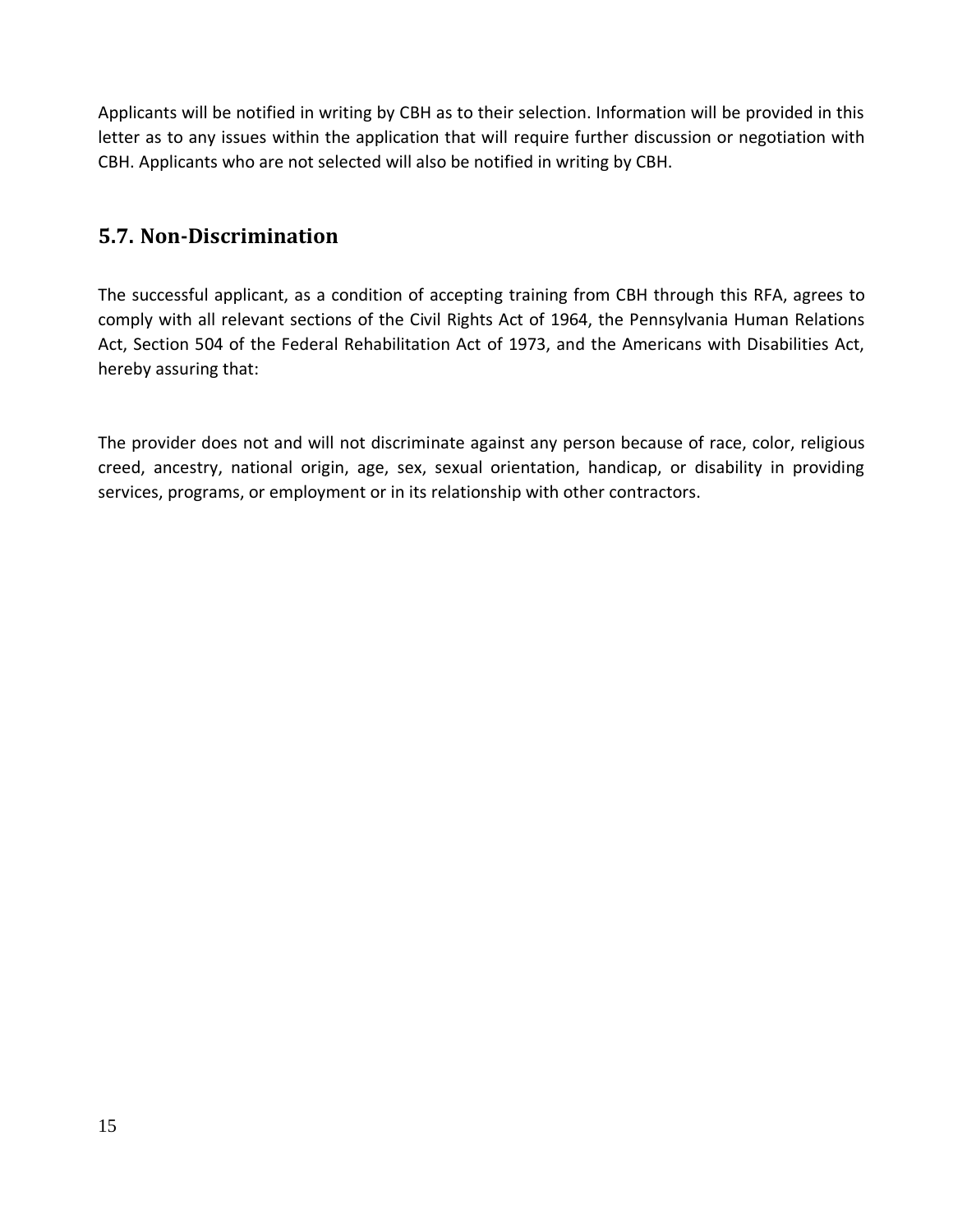Applicants will be notified in writing by CBH as to their selection. Information will be provided in this letter as to any issues within the application that will require further discussion or negotiation with CBH. Applicants who are not selected will also be notified in writing by CBH.

## 5.7. Non-Discrimination

The successful applicant, as a condition of accepting training from CBH through this RFA, agrees to comply with all relevant sections of the Civil Rights Act of 1964, the Pennsylvania Human Relations Act, Section 504 of the Federal Rehabilitation Act of 1973, and the Americans with Disabilities Act, hereby assuring that:

The provider does not and will not discriminate against any person because of race, color, religious creed, ancestry, national origin, age, sex, sexual orientation, handicap, or disability in providing services, programs, or employment or in its relationship with other contractors.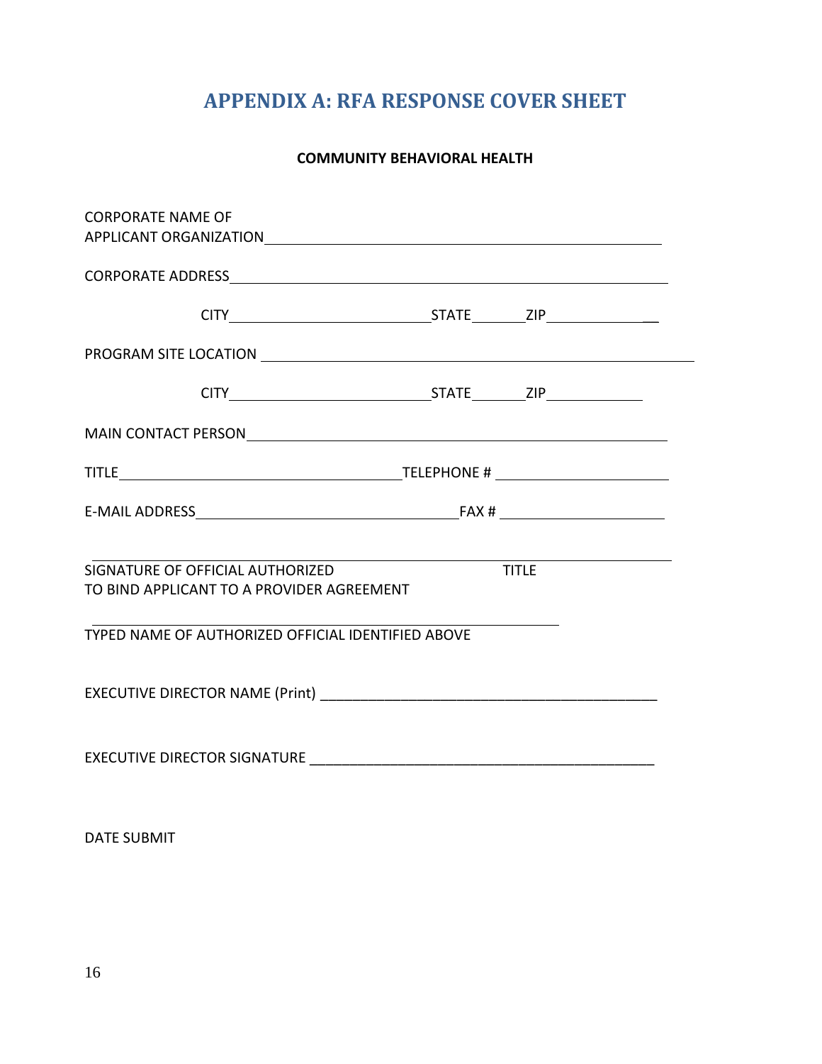# APPENDIX A: RFA RESPONSE COVER SHEET

**COMMUNITY BEHAVIORAL HEALTH**

CORPORATE NAME OF
APPLICANT ORGANIZATION ______________________________________________

CORPORATE ADDRESS ______________________________________________

CITY ____________________ STATE ______ ZIP ____________

PROGRAM SITE LOCATION ______________________________________________

CITY ____________________ STATE ______ ZIP ____________

MAIN CONTACT PERSON ______________________________________________

TITLE ____________________________ TELEPHONE # ____________________

E-MAIL ADDRESS ____________________________ FAX # ____________________

______________________________________________________________________

SIGNATURE OF OFFICIAL AUTHORIZED TO BIND APPLICANT TO A PROVIDER AGREEMENT    TITLE

______________________________________________________________________

TYPED NAME OF AUTHORIZED OFFICIAL IDENTIFIED ABOVE

EXECUTIVE DIRECTOR NAME (Print) ____________________________________________

EXECUTIVE DIRECTOR SIGNATURE ____________________________________________

DATE SUBMIT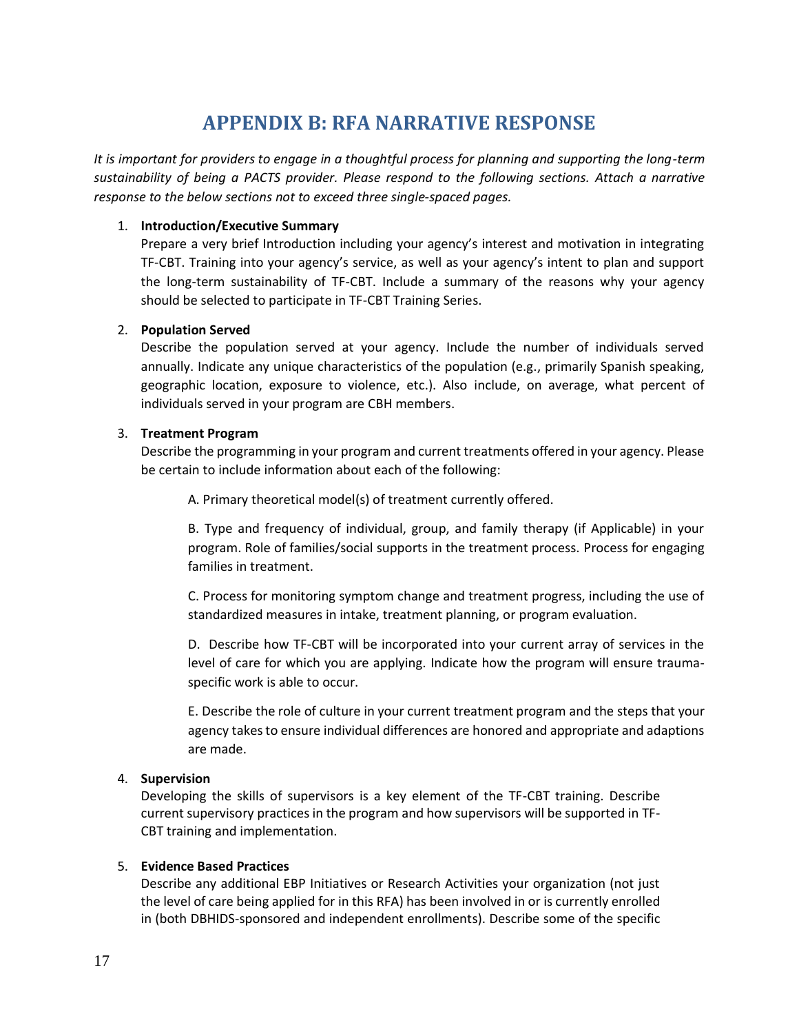# APPENDIX B: RFA NARRATIVE RESPONSE

*It is important for providers to engage in a thoughtful process for planning and supporting the long-term sustainability of being a PACTS provider. Please respond to the following sections. Attach a narrative response to the below sections not to exceed three single-spaced pages.*

1. **Introduction/Executive Summary**
   Prepare a very brief Introduction including your agency's interest and motivation in integrating TF-CBT. Training into your agency's service, as well as your agency's intent to plan and support the long-term sustainability of TF-CBT. Include a summary of the reasons why your agency should be selected to participate in TF-CBT Training Series.

2. **Population Served**
   Describe the population served at your agency. Include the number of individuals served annually. Indicate any unique characteristics of the population (e.g., primarily Spanish speaking, geographic location, exposure to violence, etc.). Also include, on average, what percent of individuals served in your program are CBH members.

3. **Treatment Program**
   Describe the programming in your program and current treatments offered in your agency. Please be certain to include information about each of the following:

   A. Primary theoretical model(s) of treatment currently offered.

   B. Type and frequency of individual, group, and family therapy (if Applicable) in your program. Role of families/social supports in the treatment process. Process for engaging families in treatment.

   C. Process for monitoring symptom change and treatment progress, including the use of standardized measures in intake, treatment planning, or program evaluation.

   D. Describe how TF-CBT will be incorporated into your current array of services in the level of care for which you are applying. Indicate how the program will ensure trauma-specific work is able to occur.

   E. Describe the role of culture in your current treatment program and the steps that your agency takes to ensure individual differences are honored and appropriate and adaptions are made.

4. **Supervision**
   Developing the skills of supervisors is a key element of the TF-CBT training. Describe current supervisory practices in the program and how supervisors will be supported in TF-CBT training and implementation.

5. **Evidence Based Practices**
   Describe any additional EBP Initiatives or Research Activities your organization (not just the level of care being applied for in this RFA) has been involved in or is currently enrolled in (both DBHIDS-sponsored and independent enrollments). Describe some of the specific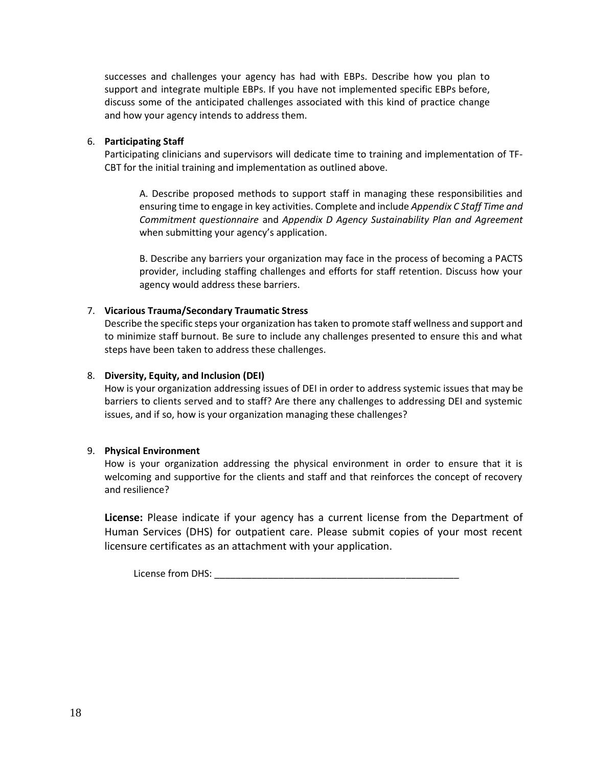successes and challenges your agency has had with EBPs. Describe how you plan to support and integrate multiple EBPs. If you have not implemented specific EBPs before, discuss some of the anticipated challenges associated with this kind of practice change and how your agency intends to address them.

6. **Participating Staff**
   Participating clinicians and supervisors will dedicate time to training and implementation of TF-CBT for the initial training and implementation as outlined above.

   A. Describe proposed methods to support staff in managing these responsibilities and ensuring time to engage in key activities. Complete and include *Appendix C Staff Time and Commitment questionnaire* and *Appendix D Agency Sustainability Plan and Agreement* when submitting your agency's application.

   B. Describe any barriers your organization may face in the process of becoming a PACTS provider, including staffing challenges and efforts for staff retention. Discuss how your agency would address these barriers.

7. **Vicarious Trauma/Secondary Traumatic Stress**
   Describe the specific steps your organization has taken to promote staff wellness and support and to minimize staff burnout. Be sure to include any challenges presented to ensure this and what steps have been taken to address these challenges.

8. **Diversity, Equity, and Inclusion (DEI)**
   How is your organization addressing issues of DEI in order to address systemic issues that may be barriers to clients served and to staff? Are there any challenges to addressing DEI and systemic issues, and if so, how is your organization managing these challenges?

9. **Physical Environment**
   How is your organization addressing the physical environment in order to ensure that it is welcoming and supportive for the clients and staff and that reinforces the concept of recovery and resilience?

**License:** Please indicate if your agency has a current license from the Department of Human Services (DHS) for outpatient care. Please submit copies of your most recent licensure certificates as an attachment with your application.

License from DHS: _______________________________________________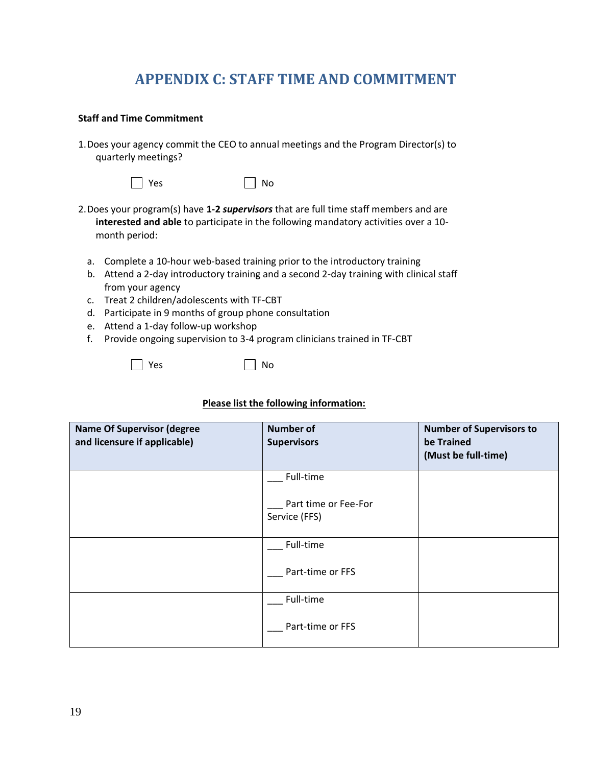# APPENDIX C: STAFF TIME AND COMMITMENT

**Staff and Time Commitment**

1. Does your agency commit the CEO to annual meetings and the Program Director(s) to quarterly meetings?

   ☐ Yes ☐ No

2. Does your program(s) have **1-2 *supervisors*** that are full time staff members and are **interested and able** to participate in the following mandatory activities over a 10-month period:

   a. Complete a 10-hour web-based training prior to the introductory training
   b. Attend a 2-day introductory training and a second 2-day training with clinical staff from your agency
   c. Treat 2 children/adolescents with TF-CBT
   d. Participate in 9 months of group phone consultation
   e. Attend a 1-day follow-up workshop
   f. Provide ongoing supervision to 3-4 program clinicians trained in TF-CBT

   ☐ Yes ☐ No

**Please list the following information:**

| Name Of Supervisor (degree and licensure if applicable) | Number of Supervisors | Number of Supervisors to be Trained (Must be full-time) |
|---|---|---|
| | ___ Full-time<br><br>___ Part time or Fee-For Service (FFS) | |
| | ___ Full-time<br><br>___ Part-time or FFS | |
| | ___ Full-time<br><br>___ Part-time or FFS | |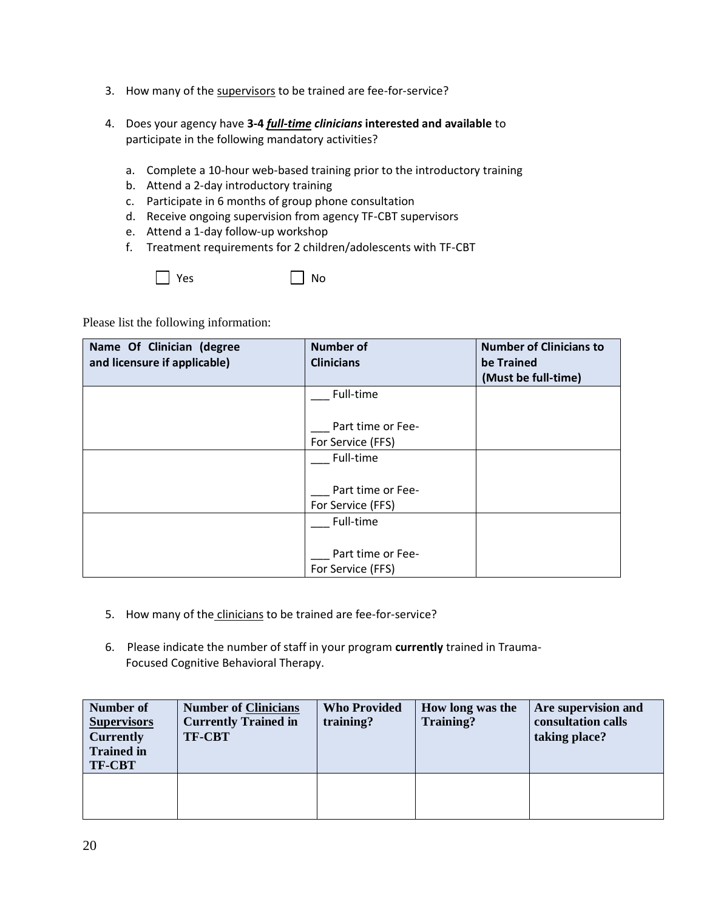3. How many of the supervisors to be trained are fee-for-service?

4. Does your agency have **3-4 *full-time clinicians* interested and available** to participate in the following mandatory activities?

   a. Complete a 10-hour web-based training prior to the introductory training
   b. Attend a 2-day introductory training
   c. Participate in 6 months of group phone consultation
   d. Receive ongoing supervision from agency TF-CBT supervisors
   e. Attend a 1-day follow-up workshop
   f. Treatment requirements for 2 children/adolescents with TF-CBT

   ☐ Yes ☐ No

Please list the following information:

| Name Of Clinician (degree and licensure if applicable) | Number of Clinicians | Number of Clinicians to be Trained (Must be full-time) |
|---|---|---|
| | ___ Full-time<br><br>___ Part time or Fee-For Service (FFS) | |
| | ___ Full-time<br><br>___ Part time or Fee-For Service (FFS) | |
| | ___ Full-time<br><br>___ Part time or Fee-For Service (FFS) | |

5. How many of the clinicians to be trained are fee-for-service?

6. Please indicate the number of staff in your program **currently** trained in Trauma-Focused Cognitive Behavioral Therapy.

| Number of Supervisors Currently Trained in TF-CBT | Number of Clinicians Currently Trained in TF-CBT | Who Provided training? | How long was the Training? | Are supervision and consultation calls taking place? |
|---|---|---|---|---|
| | | | | |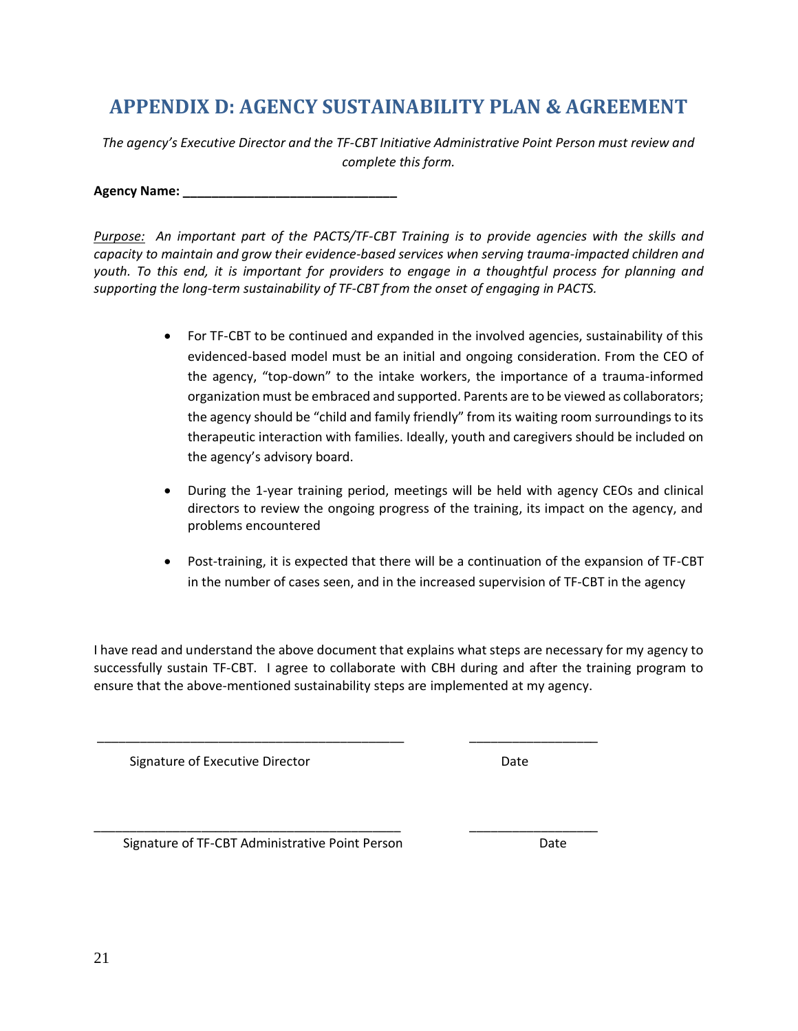# APPENDIX D: AGENCY SUSTAINABILITY PLAN & AGREEMENT

*The agency's Executive Director and the TF-CBT Initiative Administrative Point Person must review and complete this form.*

**Agency Name: ______________________________**

*Purpose: An important part of the PACTS/TF-CBT Training is to provide agencies with the skills and capacity to maintain and grow their evidence-based services when serving trauma-impacted children and youth. To this end, it is important for providers to engage in a thoughtful process for planning and supporting the long-term sustainability of TF-CBT from the onset of engaging in PACTS.*

- For TF-CBT to be continued and expanded in the involved agencies, sustainability of this evidenced-based model must be an initial and ongoing consideration. From the CEO of the agency, "top-down" to the intake workers, the importance of a trauma-informed organization must be embraced and supported. Parents are to be viewed as collaborators; the agency should be "child and family friendly" from its waiting room surroundings to its therapeutic interaction with families. Ideally, youth and caregivers should be included on the agency's advisory board.

- During the 1-year training period, meetings will be held with agency CEOs and clinical directors to review the ongoing progress of the training, its impact on the agency, and problems encountered

- Post-training, it is expected that there will be a continuation of the expansion of TF-CBT in the number of cases seen, and in the increased supervision of TF-CBT in the agency

I have read and understand the above document that explains what steps are necessary for my agency to successfully sustain TF-CBT. I agree to collaborate with CBH during and after the training program to ensure that the above-mentioned sustainability steps are implemented at my agency.

_____________________________________________ __________________

Signature of Executive Director Date

_____________________________________________ __________________

Signature of TF-CBT Administrative Point Person Date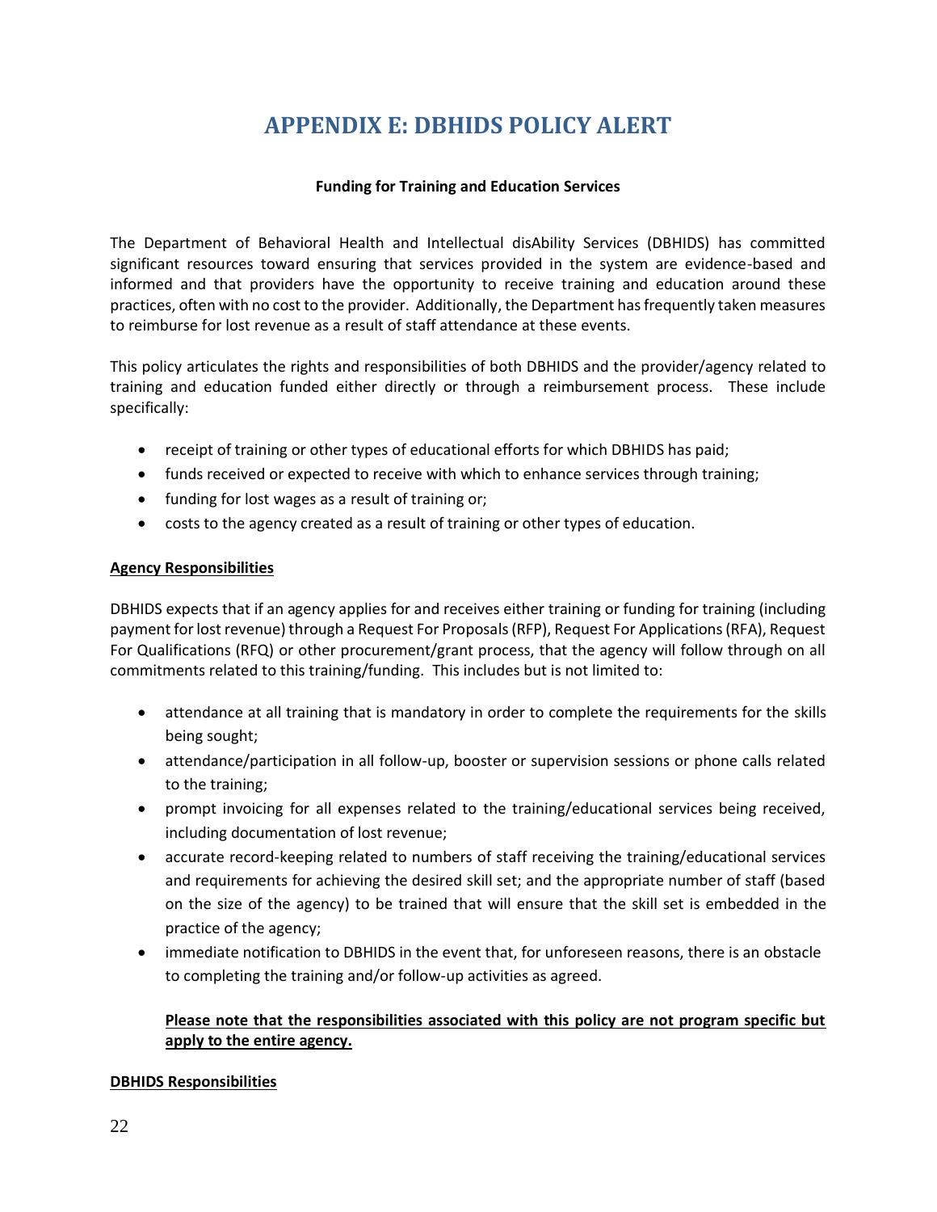# APPENDIX E: DBHIDS POLICY ALERT

**Funding for Training and Education Services**

The Department of Behavioral Health and Intellectual disAbility Services (DBHIDS) has committed significant resources toward ensuring that services provided in the system are evidence-based and informed and that providers have the opportunity to receive training and education around these practices, often with no cost to the provider. Additionally, the Department has frequently taken measures to reimburse for lost revenue as a result of staff attendance at these events.

This policy articulates the rights and responsibilities of both DBHIDS and the provider/agency related to training and education funded either directly or through a reimbursement process. These include specifically:

- receipt of training or other types of educational efforts for which DBHIDS has paid;
- funds received or expected to receive with which to enhance services through training;
- funding for lost wages as a result of training or;
- costs to the agency created as a result of training or other types of education.

**Agency Responsibilities**

DBHIDS expects that if an agency applies for and receives either training or funding for training (including payment for lost revenue) through a Request For Proposals (RFP), Request For Applications (RFA), Request For Qualifications (RFQ) or other procurement/grant process, that the agency will follow through on all commitments related to this training/funding. This includes but is not limited to:

- attendance at all training that is mandatory in order to complete the requirements for the skills being sought;
- attendance/participation in all follow-up, booster or supervision sessions or phone calls related to the training;
- prompt invoicing for all expenses related to the training/educational services being received, including documentation of lost revenue;
- accurate record-keeping related to numbers of staff receiving the training/educational services and requirements for achieving the desired skill set; and the appropriate number of staff (based on the size of the agency) to be trained that will ensure that the skill set is embedded in the practice of the agency;
- immediate notification to DBHIDS in the event that, for unforeseen reasons, there is an obstacle to completing the training and/or follow-up activities as agreed.

**Please note that the responsibilities associated with this policy are not program specific but apply to the entire agency.**

**DBHIDS Responsibilities**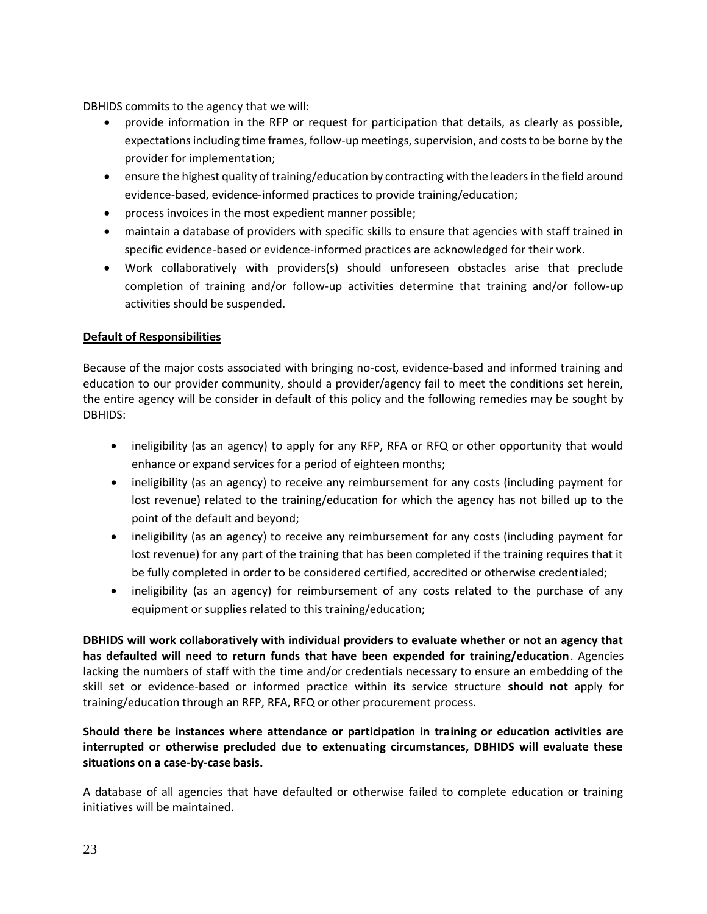DBHIDS commits to the agency that we will:

- provide information in the RFP or request for participation that details, as clearly as possible, expectations including time frames, follow-up meetings, supervision, and costs to be borne by the provider for implementation;
- ensure the highest quality of training/education by contracting with the leaders in the field around evidence-based, evidence-informed practices to provide training/education;
- process invoices in the most expedient manner possible;
- maintain a database of providers with specific skills to ensure that agencies with staff trained in specific evidence-based or evidence-informed practices are acknowledged for their work.
- Work collaboratively with providers(s) should unforeseen obstacles arise that preclude completion of training and/or follow-up activities determine that training and/or follow-up activities should be suspended.

**Default of Responsibilities**

Because of the major costs associated with bringing no-cost, evidence-based and informed training and education to our provider community, should a provider/agency fail to meet the conditions set herein, the entire agency will be consider in default of this policy and the following remedies may be sought by DBHIDS:

- ineligibility (as an agency) to apply for any RFP, RFA or RFQ or other opportunity that would enhance or expand services for a period of eighteen months;
- ineligibility (as an agency) to receive any reimbursement for any costs (including payment for lost revenue) related to the training/education for which the agency has not billed up to the point of the default and beyond;
- ineligibility (as an agency) to receive any reimbursement for any costs (including payment for lost revenue) for any part of the training that has been completed if the training requires that it be fully completed in order to be considered certified, accredited or otherwise credentialed;
- ineligibility (as an agency) for reimbursement of any costs related to the purchase of any equipment or supplies related to this training/education;

**DBHIDS will work collaboratively with individual providers to evaluate whether or not an agency that has defaulted will need to return funds that have been expended for training/education**. Agencies lacking the numbers of staff with the time and/or credentials necessary to ensure an embedding of the skill set or evidence-based or informed practice within its service structure **should not** apply for training/education through an RFP, RFA, RFQ or other procurement process.

**Should there be instances where attendance or participation in training or education activities are interrupted or otherwise precluded due to extenuating circumstances, DBHIDS will evaluate these situations on a case-by-case basis.**

A database of all agencies that have defaulted or otherwise failed to complete education or training initiatives will be maintained.